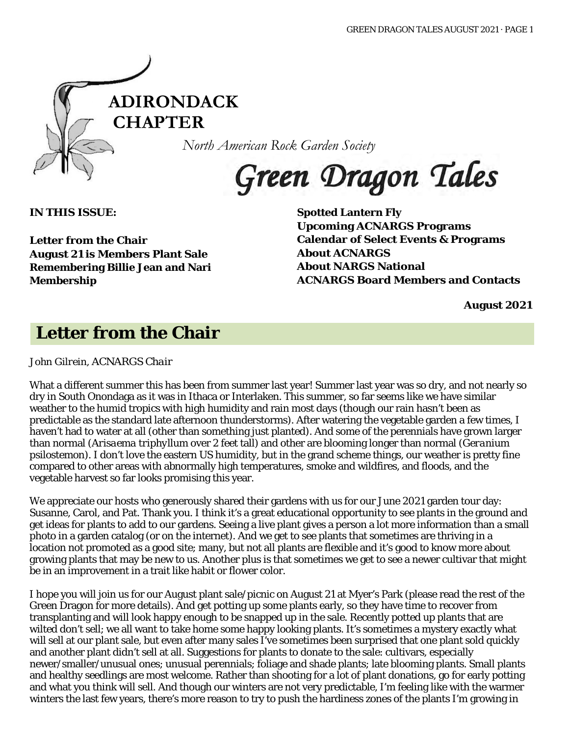# ADIRONDACK CHAPTER

*North American Rock Garden Society*

# Green Dragon Tales

**IN THIS ISSUE:**

**Letter from the Chair**
**August 21 is Members Plant Sale**
**Remembering Billie Jean and Nari**
**Membership**
**Spotted Lantern Fly**
**Upcoming ACNARGS Programs**
**Calendar of Select Events & Programs**
**About ACNARGS**
**About NARGS National**
**ACNARGS Board Members and Contacts**

**August 2021**

## Letter from the Chair

*John Gilrein, ACNARGS Chair*

What a different summer this has been from summer last year! Summer last year was so dry, and not nearly so dry in South Onondaga as it was in Ithaca or Interlaken. This summer, so far seems like we have similar weather to the humid tropics with high humidity and rain most days (though our rain hasn't been as predictable as the standard late afternoon thunderstorms). After watering the vegetable garden a few times, I haven't had to water at all (other than something just planted). And some of the perennials have grown larger than normal (*Arisaema triphyllum* over 2 feet tall) and other are blooming longer than normal (*Geranium psilostemon*). I don't love the eastern US humidity, but in the grand scheme things, our weather is pretty fine compared to other areas with abnormally high temperatures, smoke and wildfires, and floods, and the vegetable harvest so far looks promising this year.

We appreciate our hosts who generously shared their gardens with us for our June 2021 garden tour day: Susanne, Carol, and Pat. Thank you. I think it's a great educational opportunity to see plants in the ground and get ideas for plants to add to our gardens. Seeing a live plant gives a person a lot more information than a small photo in a garden catalog (or on the internet). And we get to see plants that sometimes are thriving in a location not promoted as a good site; many, but not all plants are flexible and it's good to know more about growing plants that may be new to us. Another plus is that sometimes we get to see a newer cultivar that might be in an improvement in a trait like habit or flower color.

I hope you will join us for our August plant sale/picnic on August 21 at Myer's Park (please read the rest of the Green Dragon for more details). And get potting up some plants early, so they have time to recover from transplanting and will look happy enough to be snapped up in the sale. Recently potted up plants that are wilted don't sell; we all want to take home some happy looking plants. It's sometimes a mystery exactly what will sell at our plant sale, but even after many sales I've sometimes been surprised that one plant sold quickly and another plant didn't sell at all. Suggestions for plants to donate to the sale: cultivars, especially newer/smaller/unusual ones; unusual perennials; foliage and shade plants; late blooming plants. Small plants and healthy seedlings are most welcome. Rather than shooting for a lot of plant donations, go for early potting and what you think will sell. And though our winters are not very predictable, I'm feeling like with the warmer winters the last few years, there's more reason to try to push the hardiness zones of the plants I'm growing in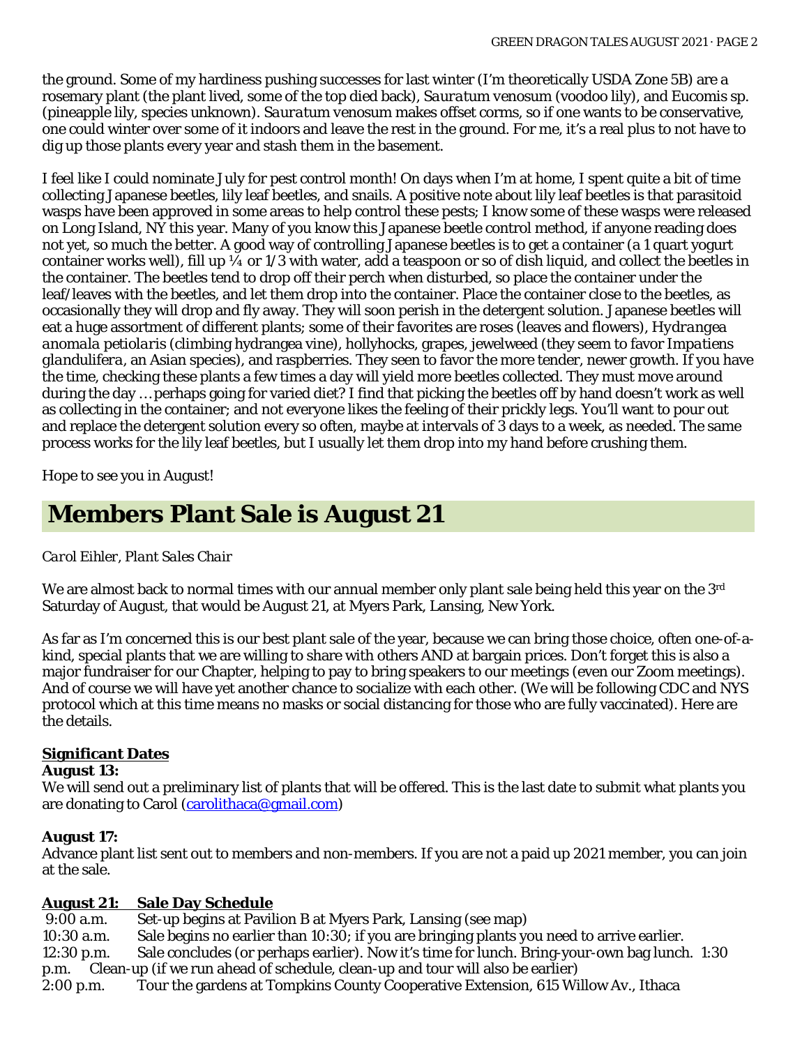the ground. Some of my hardiness pushing successes for last winter (I'm theoretically USDA Zone 5B) are a rosemary plant (the plant lived, some of the top died back), *Sauratum venosum* (voodoo lily), and Eucomis sp. (pineapple lily, species unknown). *Sauratum venosum* makes offset corms, so if one wants to be conservative, one could winter over some of it indoors and leave the rest in the ground. For me, it's a real plus to not have to dig up those plants every year and stash them in the basement.

I feel like I could nominate July for pest control month! On days when I'm at home, I spent quite a bit of time collecting Japanese beetles, lily leaf beetles, and snails. A positive note about lily leaf beetles is that parasitoid wasps have been approved in some areas to help control these pests; I know some of these wasps were released on Long Island, NY this year. Many of you know this Japanese beetle control method, if anyone reading does not yet, so much the better. A good way of controlling Japanese beetles is to get a container (a 1 quart yogurt container works well), fill up ¼ or 1/3 with water, add a teaspoon or so of dish liquid, and collect the beetles in the container. The beetles tend to drop off their perch when disturbed, so place the container under the leaf/leaves with the beetles, and let them drop into the container. Place the container close to the beetles, as occasionally they will drop and fly away. They will soon perish in the detergent solution. Japanese beetles will eat a huge assortment of different plants; some of their favorites are roses (leaves and flowers), *Hydrangea anomala petiolaris* (climbing hydrangea vine), hollyhocks, grapes, jewelweed (they seem to favor *Impatiens glandulifera*, an Asian species), and raspberries. They seen to favor the more tender, newer growth. If you have the time, checking these plants a few times a day will yield more beetles collected. They must move around during the day … perhaps going for varied diet? I find that picking the beetles off by hand doesn't work as well as collecting in the container; and not everyone likes the feeling of their prickly legs. You'll want to pour out and replace the detergent solution every so often, maybe at intervals of 3 days to a week, as needed. The same process works for the lily leaf beetles, but I usually let them drop into my hand before crushing them.

Hope to see you in August!

## Members Plant Sale is August 21

*Carol Eihler, Plant Sales Chair*

We are almost back to normal times with our annual member only plant sale being held this year on the 3rd Saturday of August, that would be August 21, at Myers Park, Lansing, New York.

As far as I'm concerned this is our best plant sale of the year, because we can bring those choice, often one-of-a-kind, special plants that we are willing to share with others AND at bargain prices. Don't forget this is also a major fundraiser for our Chapter, helping to pay to bring speakers to our meetings (even our Zoom meetings). And of course we will have yet another chance to socialize with each other. (We will be following CDC and NYS protocol which at this time means no masks or social distancing for those who are fully vaccinated). Here are the details.

**Significant Dates**

**August 13:**
We will send out a preliminary list of plants that will be offered. This is the last date to submit what plants you are donating to Carol (carolithaca@gmail.com)

**August 17:**
Advance plant list sent out to members and non-members. If you are not a paid up 2021 member, you can join at the sale.

**August 21: Sale Day Schedule**

9:00 a.m. Set-up begins at Pavilion B at Myers Park, Lansing (see map)
10:30 a.m. Sale begins no earlier than 10:30; if you are bringing plants you need to arrive earlier.
12:30 p.m. Sale concludes (or perhaps earlier). Now it's time for lunch. Bring-your-own bag lunch.
1:30 p.m. Clean-up (if we run ahead of schedule, clean-up and tour will also be earlier)
2:00 p.m. Tour the gardens at Tompkins County Cooperative Extension, 615 Willow Av., Ithaca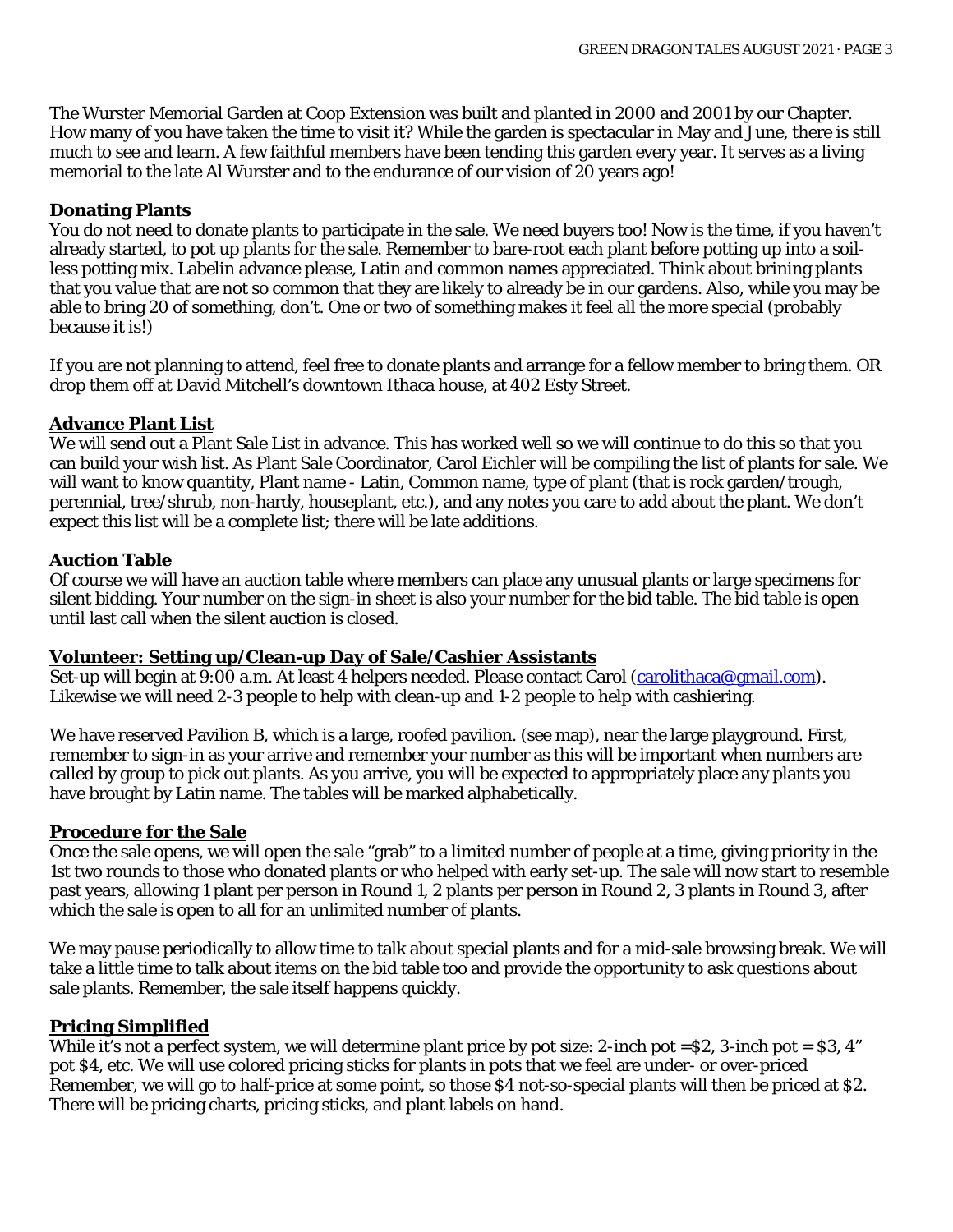The Wurster Memorial Garden at Coop Extension was built and planted in 2000 and 2001 by our Chapter. How many of you have taken the time to visit it? While the garden is spectacular in May and June, there is still much to see and learn. A few faithful members have been tending this garden every year. It serves as a living memorial to the late Al Wurster and to the endurance of our vision of 20 years ago!

## Donating Plants

You do not need to donate plants to participate in the sale. We need buyers too! Now is the time, if you haven't already started, to pot up plants for the sale. Remember to bare-root each plant before potting up into a soil-less potting mix. Labelin advance please, Latin and common names appreciated. Think about brining plants that you value that are not so common that they are likely to already be in our gardens. Also, while you may be able to bring 20 of something, don't. One or two of something makes it feel all the more special (probably because it is!)

If you are not planning to attend, feel free to donate plants and arrange for a fellow member to bring them. OR drop them off at David Mitchell's downtown Ithaca house, at 402 Esty Street.

## Advance Plant List

We will send out a Plant Sale List in advance. This has worked well so we will continue to do this so that you can build your wish list. As Plant Sale Coordinator, Carol Eichler will be compiling the list of plants for sale. We will want to know quantity, Plant name - Latin, Common name, type of plant (that is rock garden/trough, perennial, tree/shrub, non-hardy, houseplant, etc.), and any notes you care to add about the plant. We don't expect this list will be a complete list; there will be late additions.

## Auction Table

Of course we will have an auction table where members can place any unusual plants or large specimens for silent bidding. Your number on the sign-in sheet is also your number for the bid table. The bid table is open until last call when the silent auction is closed.

## Volunteer: Setting up/Clean-up Day of Sale/Cashier Assistants

Set-up will begin at 9:00 a.m. At least 4 helpers needed. Please contact Carol (carolithaca@gmail.com). Likewise we will need 2-3 people to help with clean-up and 1-2 people to help with cashiering.

We have reserved Pavilion B, which is a large, roofed pavilion. (see map), near the large playground. First, remember to sign-in as your arrive and remember your number as this will be important when numbers are called by group to pick out plants. As you arrive, you will be expected to appropriately place any plants you have brought by Latin name. The tables will be marked alphabetically.

## Procedure for the Sale

Once the sale opens, we will open the sale "grab" to a limited number of people at a time, giving priority in the 1st two rounds to those who donated plants or who helped with early set-up. The sale will now start to resemble past years, allowing 1 plant per person in Round 1, 2 plants per person in Round 2, 3 plants in Round 3, after which the sale is open to all for an unlimited number of plants.

We may pause periodically to allow time to talk about special plants and for a mid-sale browsing break. We will take a little time to talk about items on the bid table too and provide the opportunity to ask questions about sale plants. Remember, the sale itself happens quickly.

## Pricing Simplified

While it's not a perfect system, we will determine plant price by pot size: 2-inch pot =$2, 3-inch pot = $3, 4" pot $4, etc. We will use colored pricing sticks for plants in pots that we feel are under- or over-priced Remember, we will go to half-price at some point, so those $4 not-so-special plants will then be priced at $2. There will be pricing charts, pricing sticks, and plant labels on hand.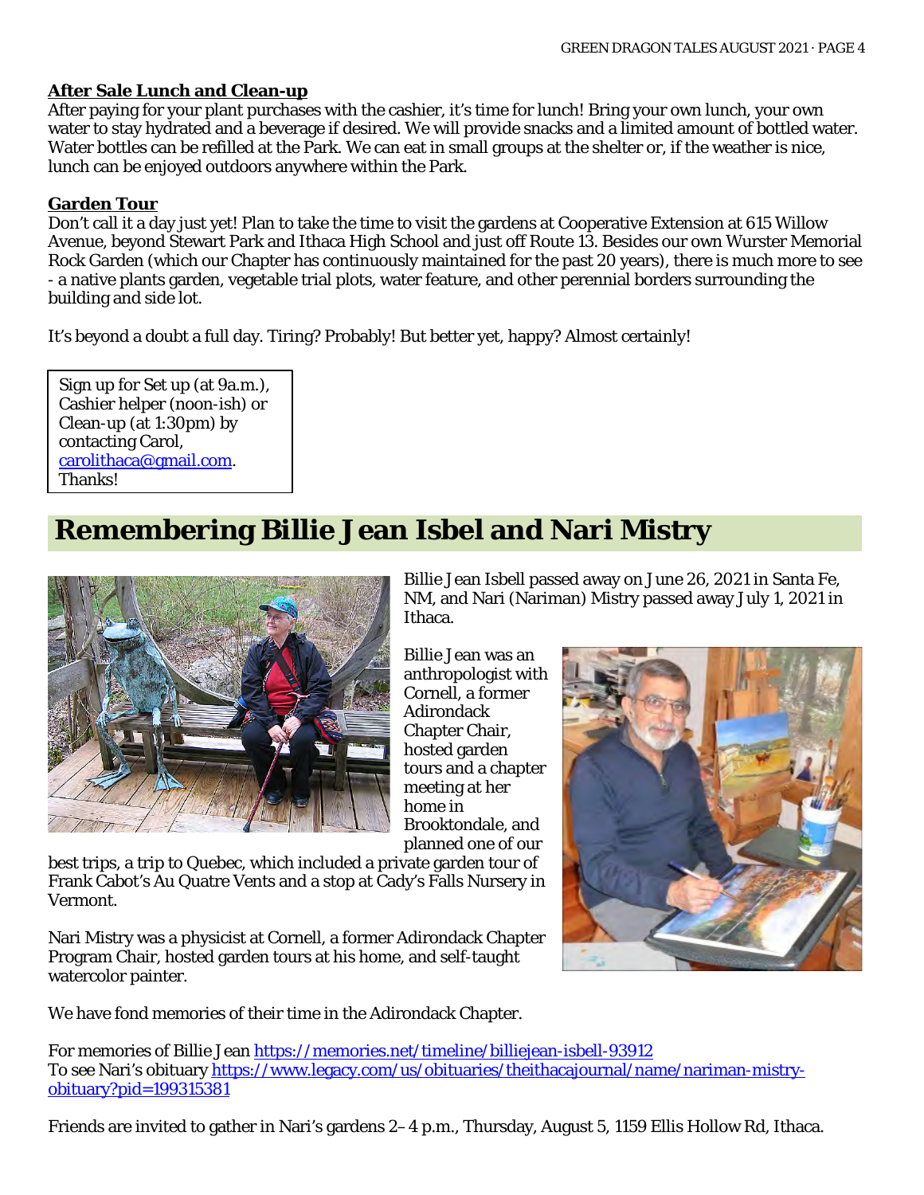**After Sale Lunch and Clean-up**

After paying for your plant purchases with the cashier, it's time for lunch! Bring your own lunch, your own water to stay hydrated and a beverage if desired. We will provide snacks and a limited amount of bottled water. Water bottles can be refilled at the Park. We can eat in small groups at the shelter or, if the weather is nice, lunch can be enjoyed outdoors anywhere within the Park.

**Garden Tour**

Don't call it a day just yet! Plan to take the time to visit the gardens at Cooperative Extension at 615 Willow Avenue, beyond Stewart Park and Ithaca High School and just off Route 13. Besides our own Wurster Memorial Rock Garden (which our Chapter has continuously maintained for the past 20 years), there is much more to see - a native plants garden, vegetable trial plots, water feature, and other perennial borders surrounding the building and side lot.

It's beyond a doubt a full day. Tiring? Probably! But better yet, happy? Almost certainly!

Sign up for Set up (at 9a.m.), Cashier helper (noon-ish) or Clean-up (at 1:30pm) by contacting Carol, carolithaca@gmail.com. Thanks!

## Remembering Billie Jean Isbel and Nari Mistry

Billie Jean Isbell passed away on June 26, 2021 in Santa Fe, NM, and Nari (Nariman) Mistry passed away July 1, 2021 in Ithaca.

Billie Jean was an anthropologist with Cornell, a former Adirondack Chapter Chair, hosted garden tours and a chapter meeting at her home in Brooktondale, and planned one of our best trips, a trip to Quebec, which included a private garden tour of Frank Cabot's Au Quatre Vents and a stop at Cady's Falls Nursery in Vermont.

Nari Mistry was a physicist at Cornell, a former Adirondack Chapter Program Chair, hosted garden tours at his home, and self-taught watercolor painter.

We have fond memories of their time in the Adirondack Chapter.

For memories of Billie Jean https://memories.net/timeline/billiejean-isbell-93912
To see Nari's obituary https://www.legacy.com/us/obituaries/theithacajournal/name/nariman-mistry-obituary?pid=199315381

Friends are invited to gather in Nari's gardens 2–4 p.m., Thursday, August 5, 1159 Ellis Hollow Rd, Ithaca.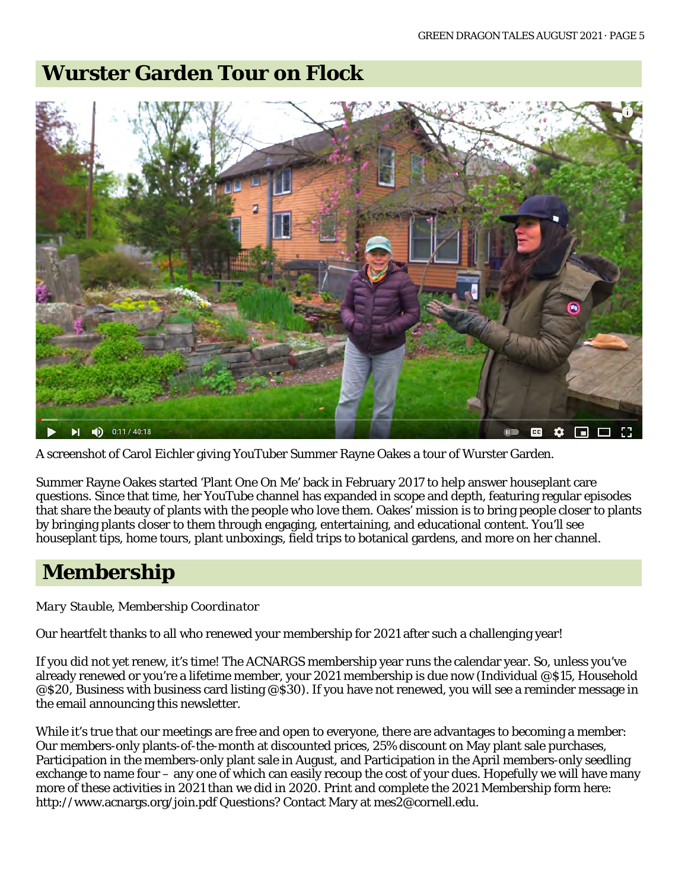## Wurster Garden Tour on Flock

A screenshot of Carol Eichler giving YouTuber Summer Rayne Oakes a tour of Wurster Garden.

Summer Rayne Oakes started ‘Plant One On Me’ back in February 2017 to help answer houseplant care questions. Since that time, her YouTube channel has expanded in scope and depth, featuring regular episodes that share the beauty of plants with the people who love them. Oakes’ mission is to bring people closer to plants by bringing plants closer to them through engaging, entertaining, and educational content. You’ll see houseplant tips, home tours, plant unboxings, field trips to botanical gardens, and more on her channel.

## Membership

*Mary Stauble, Membership Coordinator*

Our heartfelt thanks to all who renewed your membership for 2021 after such a challenging year!

If you did not yet renew, it’s time! The ACNARGS membership year runs the calendar year. So, unless you’ve already renewed or you’re a lifetime member, your 2021 membership is due now (Individual @$15, Household @$20, Business with business card listing @$30). If you have not renewed, you will see a reminder message in the email announcing this newsletter.

While it’s true that our meetings are free and open to everyone, there are advantages to becoming a member: Our members-only plants-of-the-month at discounted prices, 25% discount on May plant sale purchases, Participation in the members-only plant sale in August, and Participation in the April members-only seedling exchange to name four – any one of which can easily recoup the cost of your dues. Hopefully we will have many more of these activities in 2021 than we did in 2020. Print and complete the 2021 Membership form here: http://www.acnargs.org/join.pdf Questions? Contact Mary at mes2@cornell.edu.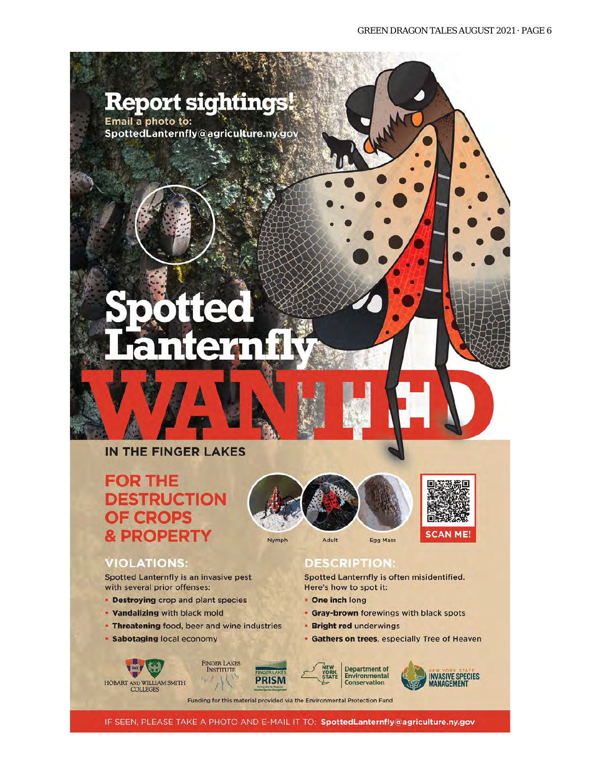# Report sightings!

**Email a photo to:**
**SpottedLanternfly@agriculture.ny.gov**

# Spotted Lanternfly WANTED

## IN THE FINGER LAKES

## FOR THE DESTRUCTION OF CROPS & PROPERTY

Nymph — Adult — Egg Mass

SCAN ME!

### VIOLATIONS:

Spotted Lanternfly is an invasive pest with several prior offenses:

- **Destroying** crop and plant species
- **Vandalizing** with black mold
- **Threatening** food, beer and wine industries
- **Sabotaging** local economy

### DESCRIPTION:

Spotted Lanternfly is often misidentified. Here's how to spot it:

- **One inch** long
- **Gray-brown** forewings with black spots
- **Bright red** underwings
- **Gathers on trees**, especially Tree of Heaven

Hobart and William Smith Colleges · Finger Lakes Institute · Finger Lakes PRISM · New York State Department of Environmental Conservation · New York State Invasive Species Management

Funding for this material provided via the Environmental Protection Fund

IF SEEN, PLEASE TAKE A PHOTO AND E-MAIL IT TO: **SpottedLanternfly@agriculture.ny.gov**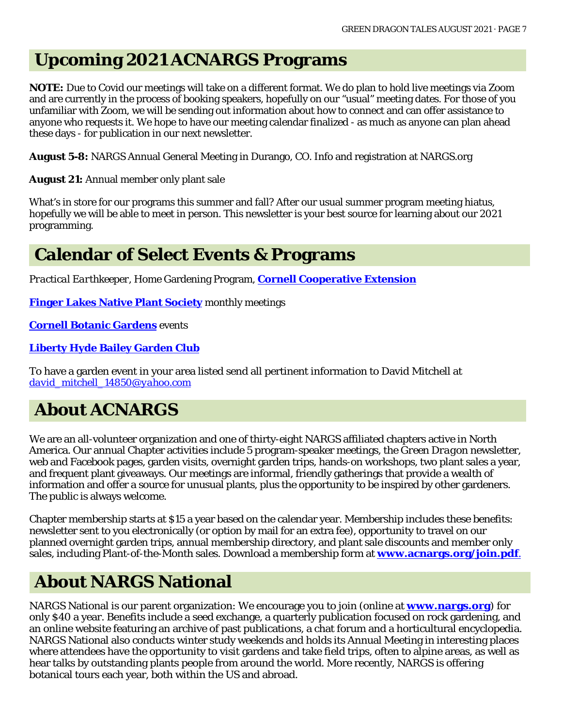# Upcoming 2021 ACNARGS Programs

**NOTE:** Due to Covid our meetings will take on a different format. We do plan to hold live meetings via Zoom and are currently in the process of booking speakers, hopefully on our "usual" meeting dates. For those of you unfamiliar with Zoom, we will be sending out information about how to connect and can offer assistance to anyone who requests it. We hope to have our meeting calendar finalized - as much as anyone can plan ahead these days - for publication in our next newsletter.

**August 5-8:** NARGS Annual General Meeting in Durango, CO. Info and registration at NARGS.org

**August 21:** Annual member only plant sale

What's in store for our programs this summer and fall? After our usual summer program meeting hiatus, hopefully we will be able to meet in person. This newsletter is your best source for learning about our 2021 programming.

# Calendar of Select Events & Programs

*Practical Earthkeeper*, Home Gardening Program, **Cornell Cooperative Extension**

**Finger Lakes Native Plant Society** monthly meetings

**Cornell Botanic Gardens** events

**Liberty Hyde Bailey Garden Club**

To have a garden event in your area listed send all pertinent information to David Mitchell at david_mitchell_14850@yahoo.com

# About ACNARGS

We are an all-volunteer organization and one of thirty-eight NARGS affiliated chapters active in North America. Our annual Chapter activities include 5 program-speaker meetings, the *Green Dragon* newsletter, web and Facebook pages, garden visits, overnight garden trips, hands-on workshops, two plant sales a year, and frequent plant giveaways. Our meetings are informal, friendly gatherings that provide a wealth of information and offer a source for unusual plants, plus the opportunity to be inspired by other gardeners. The public is always welcome.

Chapter membership starts at $15 a year based on the calendar year. Membership includes these benefits: newsletter sent to you electronically (or option by mail for an extra fee), opportunity to travel on our planned overnight garden trips, annual membership directory, and plant sale discounts and member only sales, including Plant-of-the-Month sales. Download a membership form at **www.acnargs.org/join.pdf**.

# About NARGS National

NARGS National is our parent organization: We encourage you to join (online at **www.nargs.org**) for only $40 a year. Benefits include a seed exchange, a quarterly publication focused on rock gardening, and an online website featuring an archive of past publications, a chat forum and a horticultural encyclopedia. NARGS National also conducts winter study weekends and holds its Annual Meeting in interesting places where attendees have the opportunity to visit gardens and take field trips, often to alpine areas, as well as hear talks by outstanding plants people from around the world. More recently, NARGS is offering botanical tours each year, both within the US and abroad.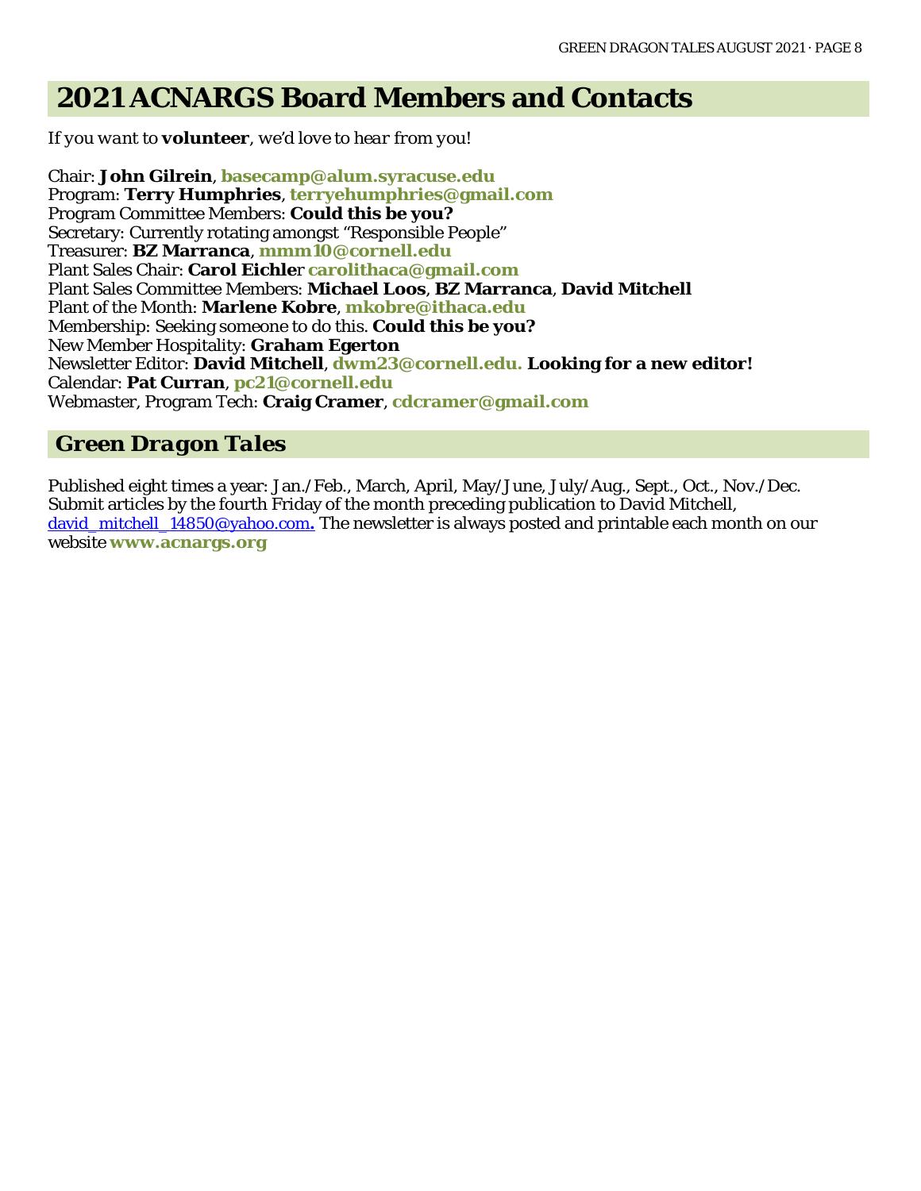# 2021 ACNARGS Board Members and Contacts

*If you want to* ***volunteer****, we'd love to hear from you!*

Chair: **John Gilrein**, **basecamp@alum.syracuse.edu**
Program: **Terry Humphries**, **terryehumphries@gmail.com**
Program Committee Members: **Could this be you?**
Secretary: Currently rotating amongst "Responsible People"
Treasurer: **BZ Marranca**, **mmm10@cornell.edu**
Plant Sales Chair: **Carol Eichle**r **carolithaca@gmail.com**
Plant Sales Committee Members: **Michael Loos**, **BZ Marranca**, **David Mitchell**
Plant of the Month: **Marlene Kobre**, **mkobre@ithaca.edu**
Membership: Seeking someone to do this. **Could this be you?**
New Member Hospitality: **Graham Egerton**
Newsletter Editor: **David Mitchell**, **dwm23@cornell.edu. Looking for a new editor!**
Calendar: **Pat Curran**, **pc21@cornell.edu**
Webmaster, Program Tech: **Craig Cramer**, **cdcramer@gmail.com**

## *Green Dragon Tales*

Published eight times a year: Jan./Feb., March, April, May/June, July/Aug., Sept., Oct., Nov./Dec. Submit articles by the fourth Friday of the month preceding publication to David Mitchell, david_mitchell_14850@yahoo.com**.** The newsletter is always posted and printable each month on our website **www.acnargs.org**